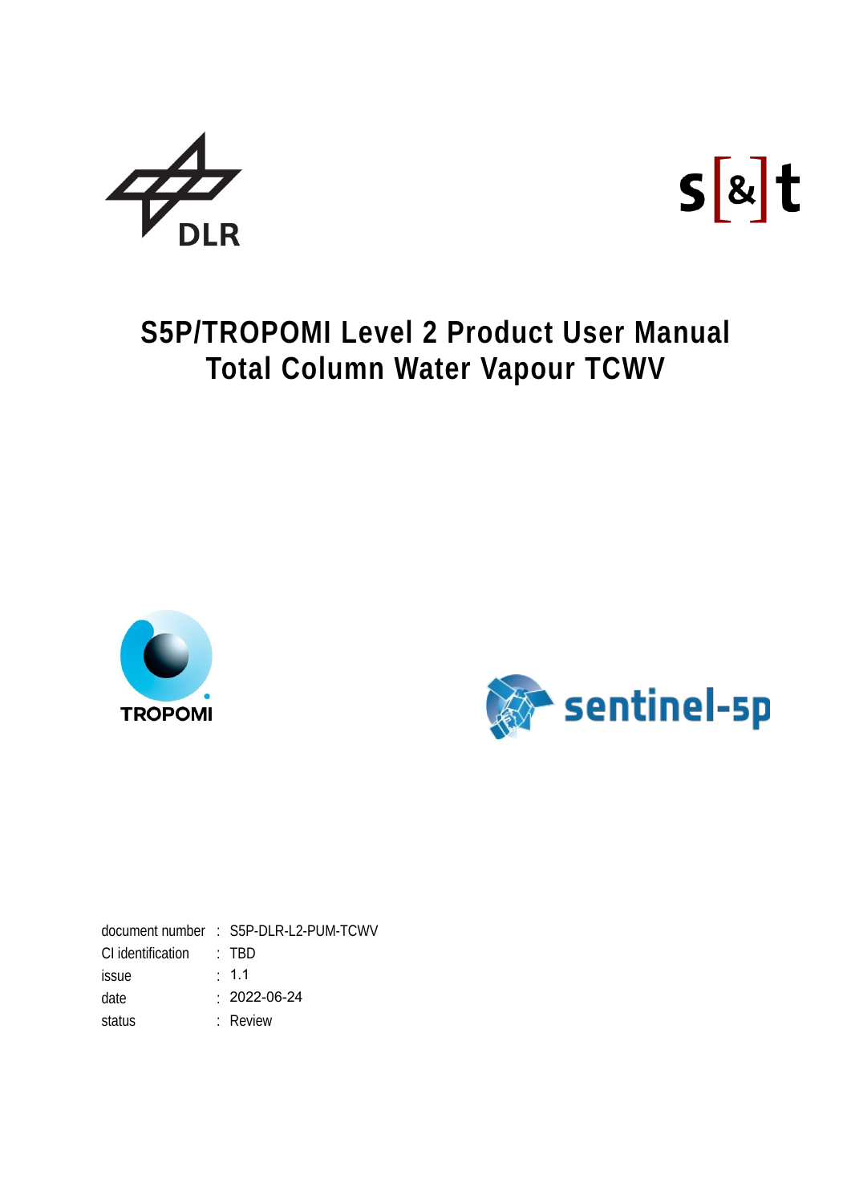# S5P/TROPOMI Level 2 Product User Manual
# Total Column Water Vapour TCWV

| | | |
|---|---|---|
| document number | : | S5P-DLR-L2-PUM-TCWV |
| CI identification | : | TBD |
| issue | : | 1.1 |
| date | : | 2022-06-24 |
| status | : | Review |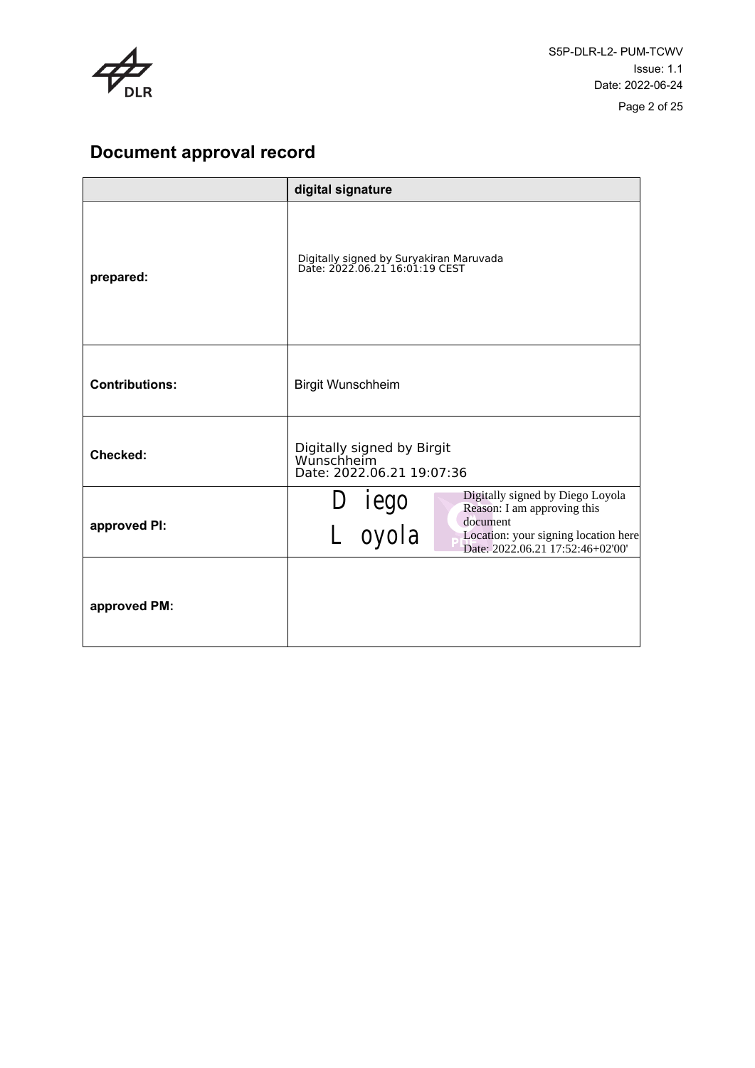# Document approval record

| | digital signature |
|---|---|
| prepared: | Digitally signed by Suryakiran Maruvada Date: 2022.06.21 16:01:19 CEST |
| Contributions: | Birgit Wunschheim |
| Checked: | Digitally signed by Birgit Wunschheim Date: 2022.06.21 19:07:36 |
| approved PI: | Diego Loyola Digitally signed by Diego Loyola Reason: I am approving this document Location: your signing location here Date: 2022.06.21 17:52:46+02'00' |
| approved PM: | |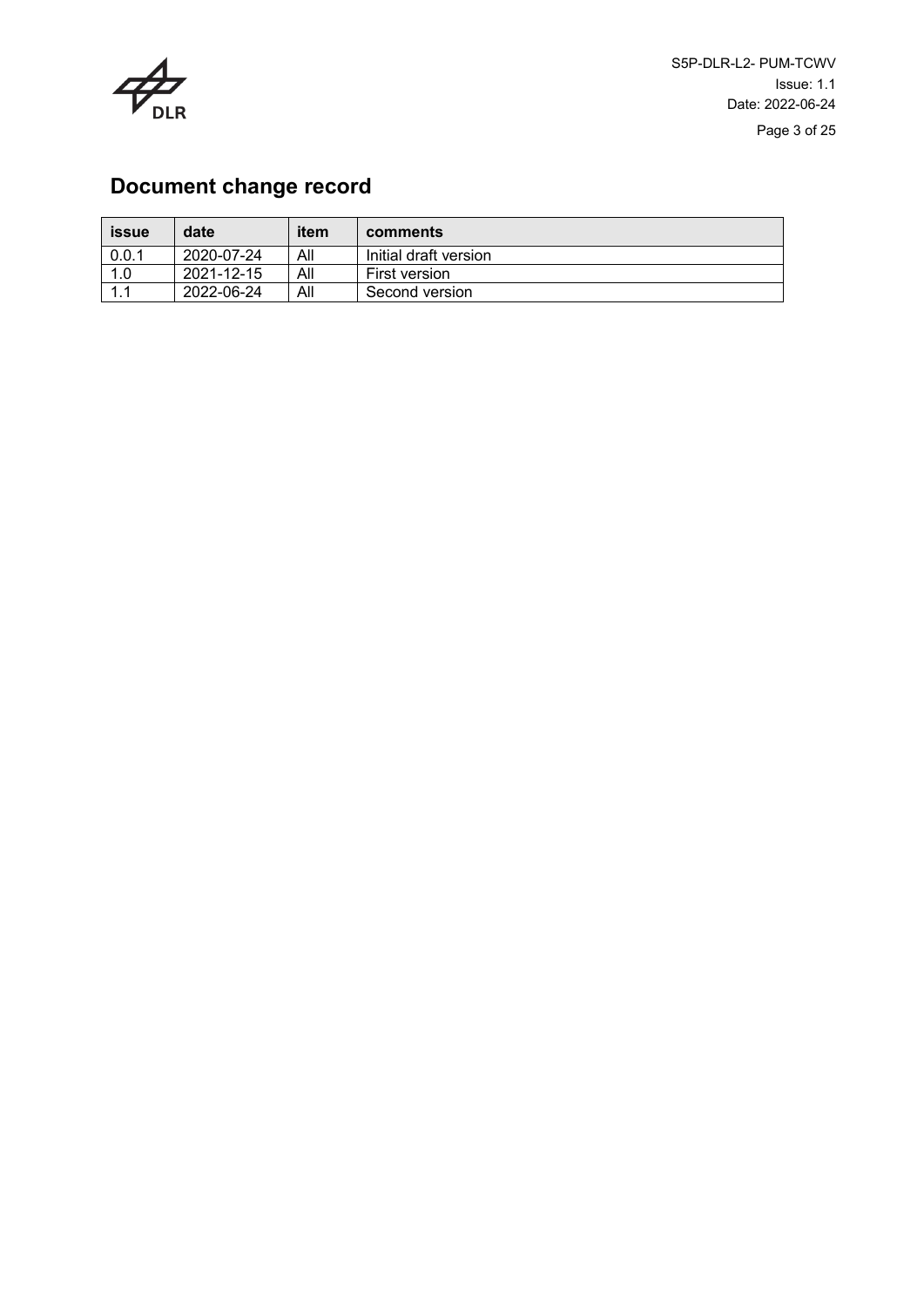# Document change record

| issue | date | item | comments |
|---|---|---|---|
| 0.0.1 | 2020-07-24 | All | Initial draft version |
| 1.0 | 2021-12-15 | All | First version |
| 1.1 | 2022-06-24 | All | Second version |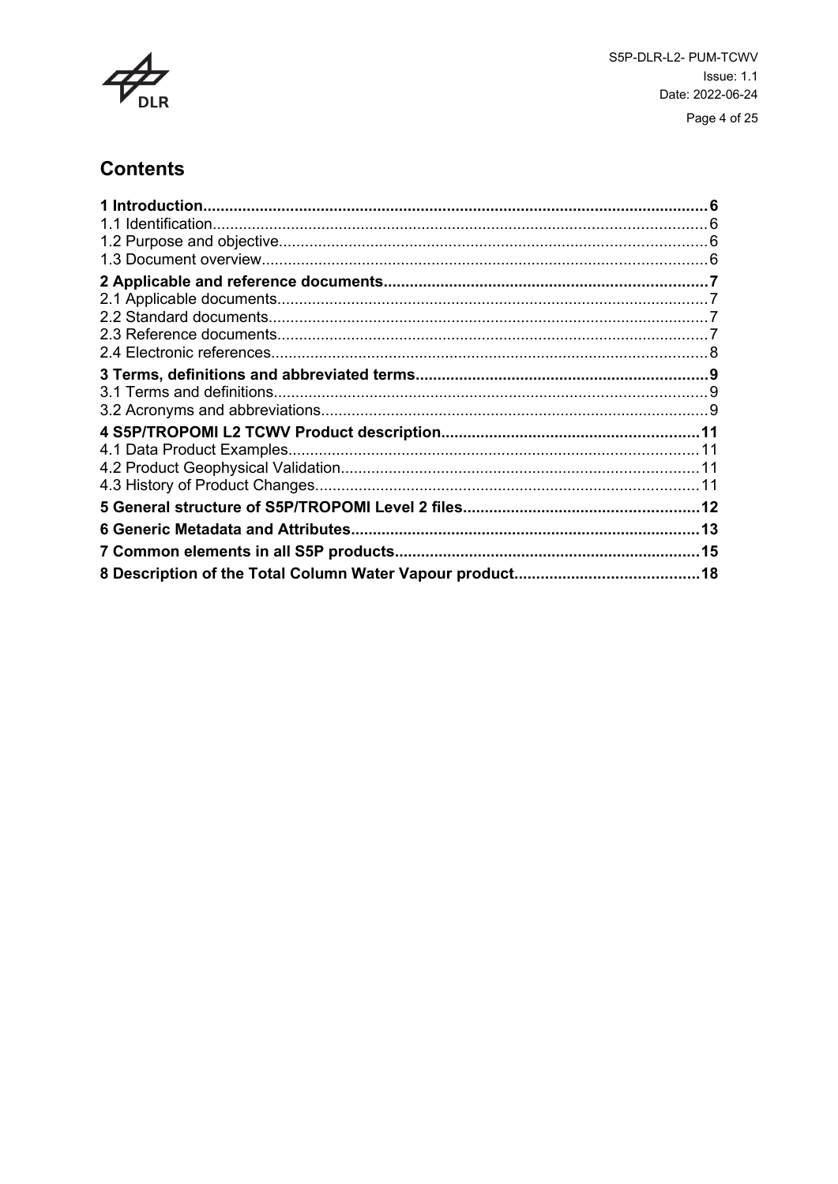# Contents

**1 Introduction** .......... **6**
1.1 Identification .......... 6
1.2 Purpose and objective .......... 6
1.3 Document overview .......... 6

**2 Applicable and reference documents** .......... **7**
2.1 Applicable documents .......... 7
2.2 Standard documents .......... 7
2.3 Reference documents .......... 7
2.4 Electronic references .......... 8

**3 Terms, definitions and abbreviated terms** .......... **9**
3.1 Terms and definitions .......... 9
3.2 Acronyms and abbreviations .......... 9

**4 S5P/TROPOMI L2 TCWV Product description** .......... **11**
4.1 Data Product Examples .......... 11
4.2 Product Geophysical Validation .......... 11
4.3 History of Product Changes .......... 11

**5 General structure of S5P/TROPOMI Level 2 files** .......... **12**

**6 Generic Metadata and Attributes** .......... **13**

**7 Common elements in all S5P products** .......... **15**

**8 Description of the Total Column Water Vapour product** .......... **18**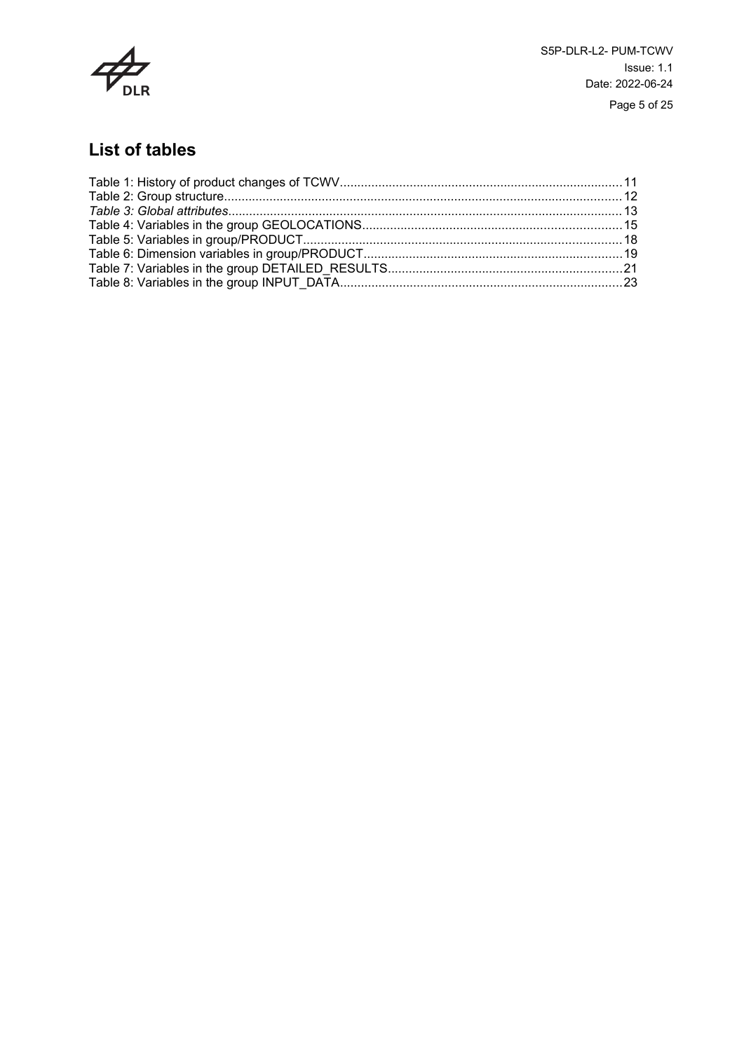# List of tables

Table 1: History of product changes of TCWV....11
Table 2: Group structure....12
*Table 3: Global attributes*....13
Table 4: Variables in the group GEOLOCATIONS....15
Table 5: Variables in group/PRODUCT....18
Table 6: Dimension variables in group/PRODUCT....19
Table 7: Variables in the group DETAILED_RESULTS....21
Table 8: Variables in the group INPUT_DATA....23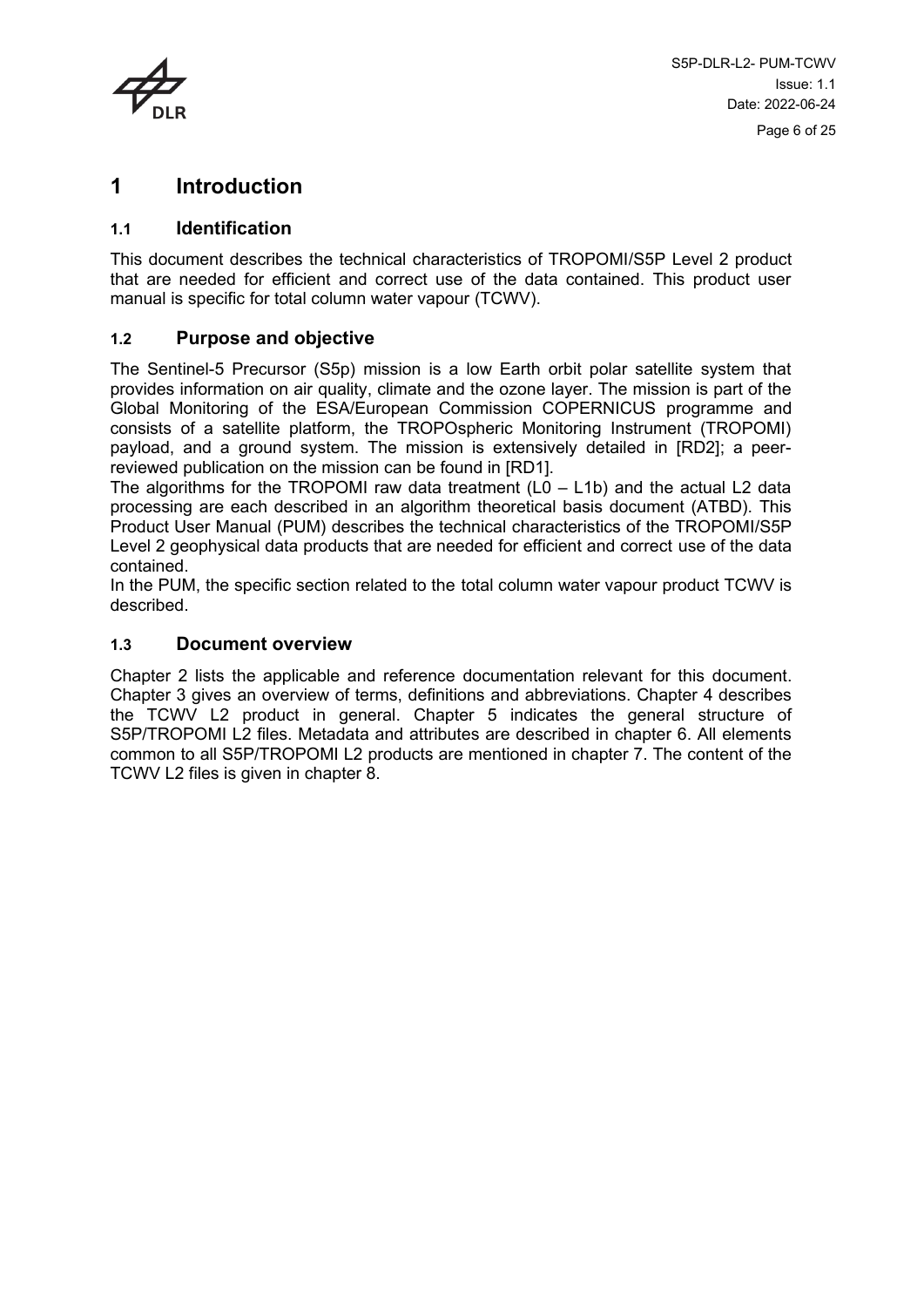# 1 Introduction

## 1.1 Identification

This document describes the technical characteristics of TROPOMI/S5P Level 2 product that are needed for efficient and correct use of the data contained. This product user manual is specific for total column water vapour (TCWV).

## 1.2 Purpose and objective

The Sentinel-5 Precursor (S5p) mission is a low Earth orbit polar satellite system that provides information on air quality, climate and the ozone layer. The mission is part of the Global Monitoring of the ESA/European Commission COPERNICUS programme and consists of a satellite platform, the TROPOspheric Monitoring Instrument (TROPOMI) payload, and a ground system. The mission is extensively detailed in [RD2]; a peer-reviewed publication on the mission can be found in [RD1].

The algorithms for the TROPOMI raw data treatment (L0 – L1b) and the actual L2 data processing are each described in an algorithm theoretical basis document (ATBD). This Product User Manual (PUM) describes the technical characteristics of the TROPOMI/S5P Level 2 geophysical data products that are needed for efficient and correct use of the data contained.

In the PUM, the specific section related to the total column water vapour product TCWV is described.

## 1.3 Document overview

Chapter 2 lists the applicable and reference documentation relevant for this document. Chapter 3 gives an overview of terms, definitions and abbreviations. Chapter 4 describes the TCWV L2 product in general. Chapter 5 indicates the general structure of S5P/TROPOMI L2 files. Metadata and attributes are described in chapter 6. All elements common to all S5P/TROPOMI L2 products are mentioned in chapter 7. The content of the TCWV L2 files is given in chapter 8.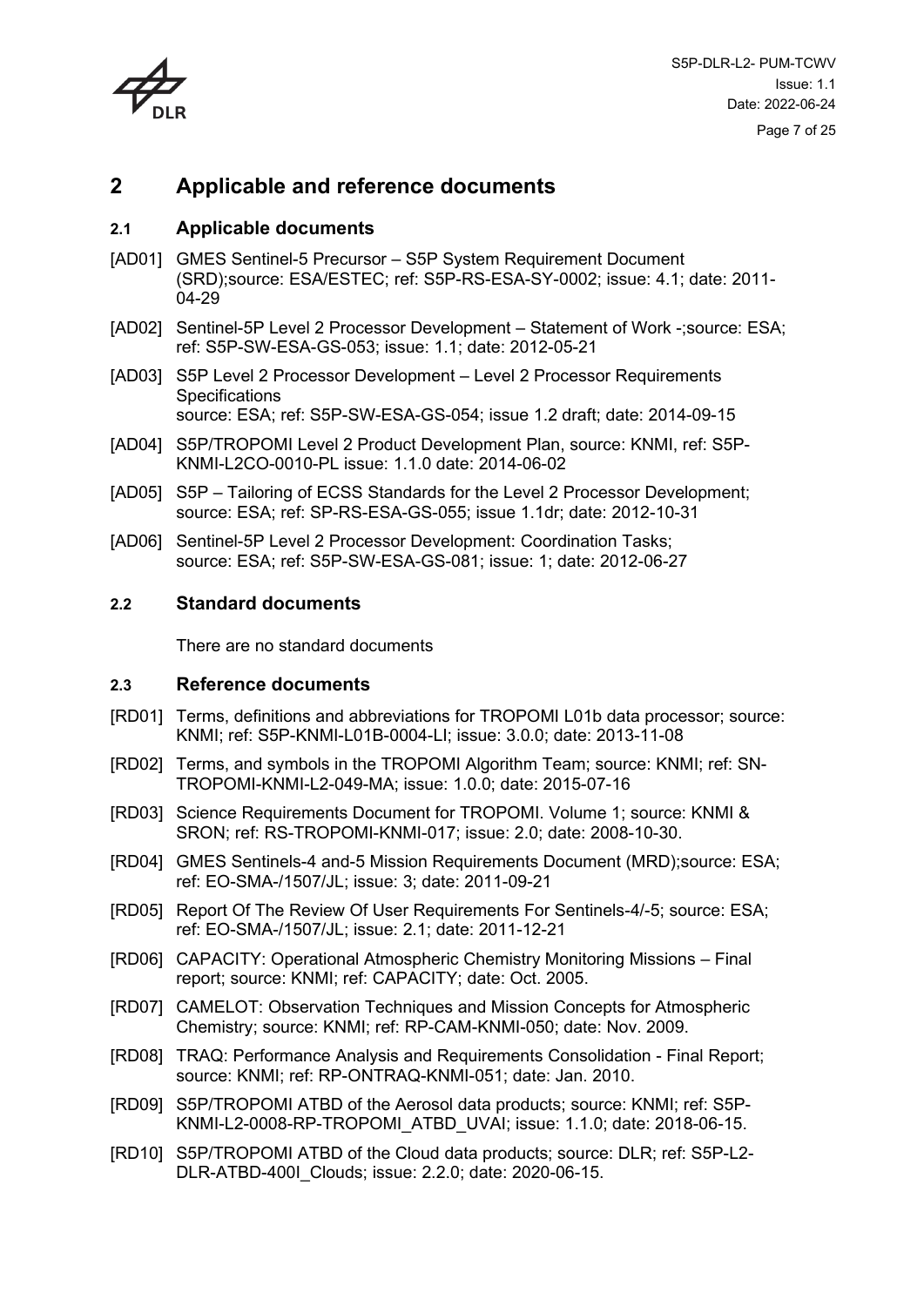# 2 Applicable and reference documents

## 2.1 Applicable documents

[AD01] GMES Sentinel-5 Precursor – S5P System Requirement Document (SRD);source: ESA/ESTEC; ref: S5P-RS-ESA-SY-0002; issue: 4.1; date: 2011-04-29

[AD02] Sentinel-5P Level 2 Processor Development – Statement of Work -;source: ESA; ref: S5P-SW-ESA-GS-053; issue: 1.1; date: 2012-05-21

[AD03] S5P Level 2 Processor Development – Level 2 Processor Requirements Specifications
source: ESA; ref: S5P-SW-ESA-GS-054; issue 1.2 draft; date: 2014-09-15

[AD04] S5P/TROPOMI Level 2 Product Development Plan, source: KNMI, ref: S5P-KNMI-L2CO-0010-PL issue: 1.1.0 date: 2014-06-02

[AD05] S5P – Tailoring of ECSS Standards for the Level 2 Processor Development; source: ESA; ref: SP-RS-ESA-GS-055; issue 1.1dr; date: 2012-10-31

[AD06] Sentinel-5P Level 2 Processor Development: Coordination Tasks; source: ESA; ref: S5P-SW-ESA-GS-081; issue: 1; date: 2012-06-27

## 2.2 Standard documents

There are no standard documents

## 2.3 Reference documents

[RD01] Terms, definitions and abbreviations for TROPOMI L01b data processor; source: KNMI; ref: S5P-KNMI-L01B-0004-LI; issue: 3.0.0; date: 2013-11-08

[RD02] Terms, and symbols in the TROPOMI Algorithm Team; source: KNMI; ref: SN-TROPOMI-KNMI-L2-049-MA; issue: 1.0.0; date: 2015-07-16

[RD03] Science Requirements Document for TROPOMI. Volume 1; source: KNMI & SRON; ref: RS-TROPOMI-KNMI-017; issue: 2.0; date: 2008-10-30.

[RD04] GMES Sentinels-4 and-5 Mission Requirements Document (MRD);source: ESA; ref: EO-SMA-/1507/JL; issue: 3; date: 2011-09-21

[RD05] Report Of The Review Of User Requirements For Sentinels-4/-5; source: ESA; ref: EO-SMA-/1507/JL; issue: 2.1; date: 2011-12-21

[RD06] CAPACITY: Operational Atmospheric Chemistry Monitoring Missions – Final report; source: KNMI; ref: CAPACITY; date: Oct. 2005.

[RD07] CAMELOT: Observation Techniques and Mission Concepts for Atmospheric Chemistry; source: KNMI; ref: RP-CAM-KNMI-050; date: Nov. 2009.

[RD08] TRAQ: Performance Analysis and Requirements Consolidation - Final Report; source: KNMI; ref: RP-ONTRAQ-KNMI-051; date: Jan. 2010.

[RD09] S5P/TROPOMI ATBD of the Aerosol data products; source: KNMI; ref: S5P-KNMI-L2-0008-RP-TROPOMI_ATBD_UVAI; issue: 1.1.0; date: 2018-06-15.

[RD10] S5P/TROPOMI ATBD of the Cloud data products; source: DLR; ref: S5P-L2-DLR-ATBD-400I_Clouds; issue: 2.2.0; date: 2020-06-15.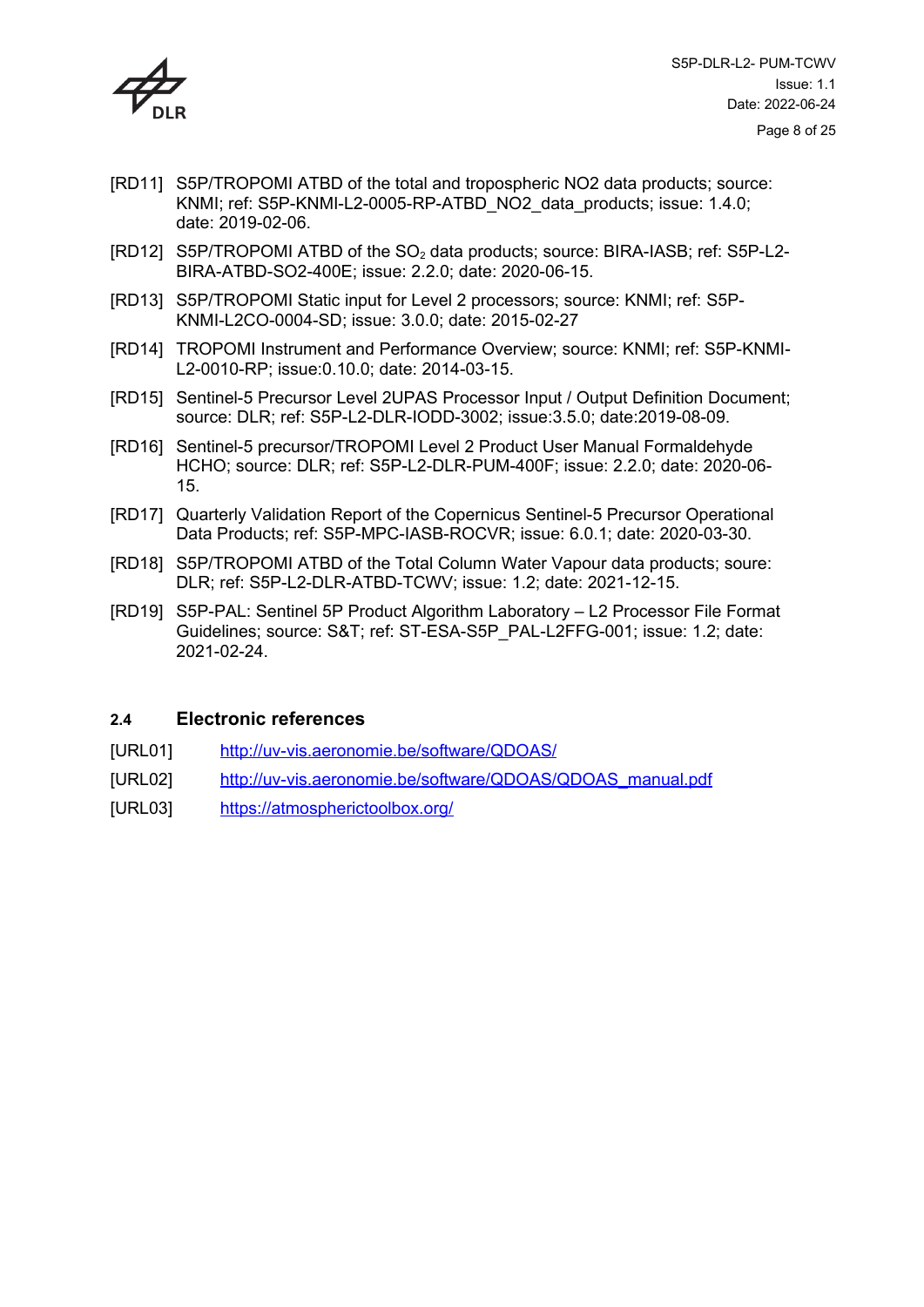[RD11] S5P/TROPOMI ATBD of the total and tropospheric NO2 data products; source: KNMI; ref: S5P-KNMI-L2-0005-RP-ATBD_NO2_data_products; issue: 1.4.0; date: 2019-02-06.

[RD12] S5P/TROPOMI ATBD of the $SO_2$ data products; source: BIRA-IASB; ref: S5P-L2-BIRA-ATBD-SO2-400E; issue: 2.2.0; date: 2020-06-15.

[RD13] S5P/TROPOMI Static input for Level 2 processors; source: KNMI; ref: S5P-KNMI-L2CO-0004-SD; issue: 3.0.0; date: 2015-02-27

[RD14] TROPOMI Instrument and Performance Overview; source: KNMI; ref: S5P-KNMI-L2-0010-RP; issue:0.10.0; date: 2014-03-15.

[RD15] Sentinel-5 Precursor Level 2UPAS Processor Input / Output Definition Document; source: DLR; ref: S5P-L2-DLR-IODD-3002; issue:3.5.0; date:2019-08-09.

[RD16] Sentinel-5 precursor/TROPOMI Level 2 Product User Manual Formaldehyde HCHO; source: DLR; ref: S5P-L2-DLR-PUM-400F; issue: 2.2.0; date: 2020-06-15.

[RD17] Quarterly Validation Report of the Copernicus Sentinel-5 Precursor Operational Data Products; ref: S5P-MPC-IASB-ROCVR; issue: 6.0.1; date: 2020-03-30.

[RD18] S5P/TROPOMI ATBD of the Total Column Water Vapour data products; soure: DLR; ref: S5P-L2-DLR-ATBD-TCWV; issue: 1.2; date: 2021-12-15.

[RD19] S5P-PAL: Sentinel 5P Product Algorithm Laboratory – L2 Processor File Format Guidelines; source: S&T; ref: ST-ESA-S5P_PAL-L2FFG-001; issue: 1.2; date: 2021-02-24.

## 2.4 Electronic references

[URL01] http://uv-vis.aeronomie.be/software/QDOAS/

[URL02] http://uv-vis.aeronomie.be/software/QDOAS/QDOAS_manual.pdf

[URL03] https://atmospherictoolbox.org/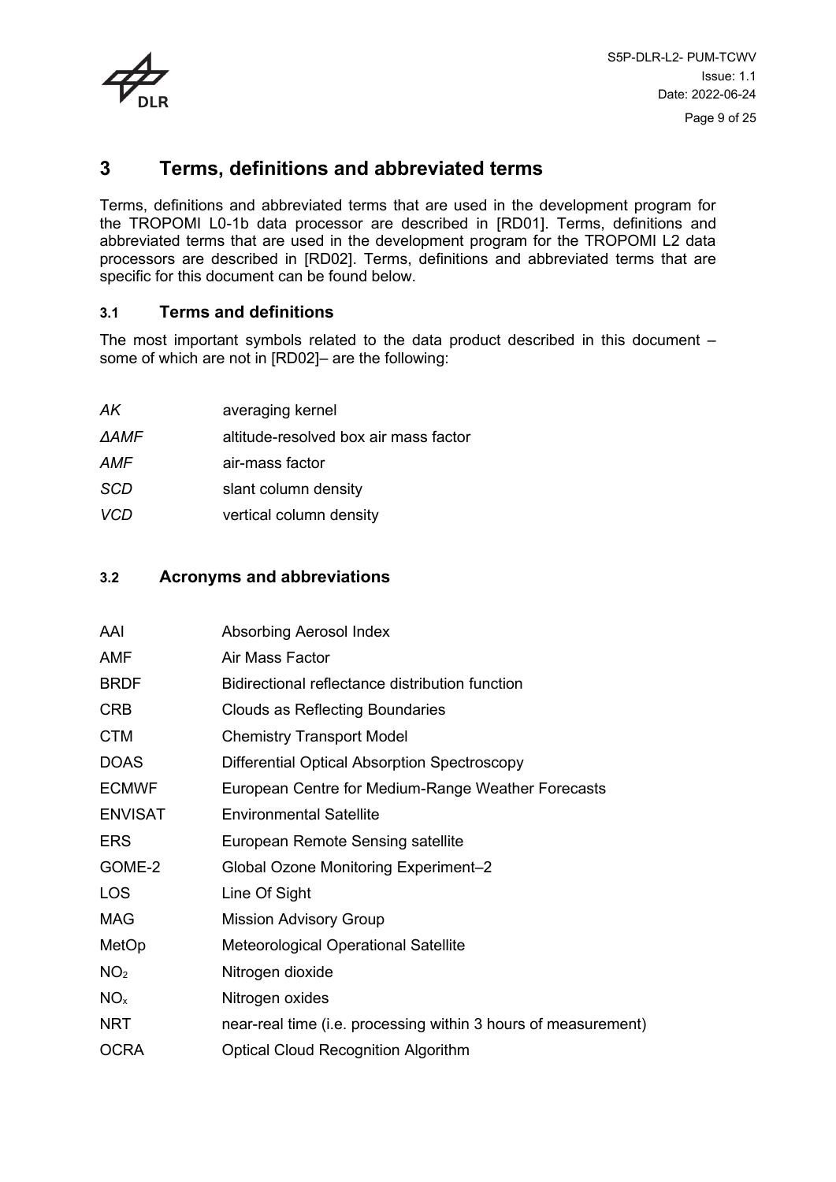# 3 Terms, definitions and abbreviated terms

Terms, definitions and abbreviated terms that are used in the development program for the TROPOMI L0-1b data processor are described in [RD01]. Terms, definitions and abbreviated terms that are used in the development program for the TROPOMI L2 data processors are described in [RD02]. Terms, definitions and abbreviated terms that are specific for this document can be found below.

## 3.1 Terms and definitions

The most important symbols related to the data product described in this document – some of which are not in [RD02]– are the following:

| | |
|---|---|
| *AK* | averaging kernel |
| *ΔAMF* | altitude-resolved box air mass factor |
| *AMF* | air-mass factor |
| *SCD* | slant column density |
| *VCD* | vertical column density |

## 3.2 Acronyms and abbreviations

| | |
|---|---|
| AAI | Absorbing Aerosol Index |
| AMF | Air Mass Factor |
| BRDF | Bidirectional reflectance distribution function |
| CRB | Clouds as Reflecting Boundaries |
| CTM | Chemistry Transport Model |
| DOAS | Differential Optical Absorption Spectroscopy |
| ECMWF | European Centre for Medium-Range Weather Forecasts |
| ENVISAT | Environmental Satellite |
| ERS | European Remote Sensing satellite |
| GOME-2 | Global Ozone Monitoring Experiment–2 |
| LOS | Line Of Sight |
| MAG | Mission Advisory Group |
| MetOp | Meteorological Operational Satellite |
| $NO_2$ | Nitrogen dioxide |
| $NO_x$ | Nitrogen oxides |
| NRT | near-real time (i.e. processing within 3 hours of measurement) |
| OCRA | Optical Cloud Recognition Algorithm |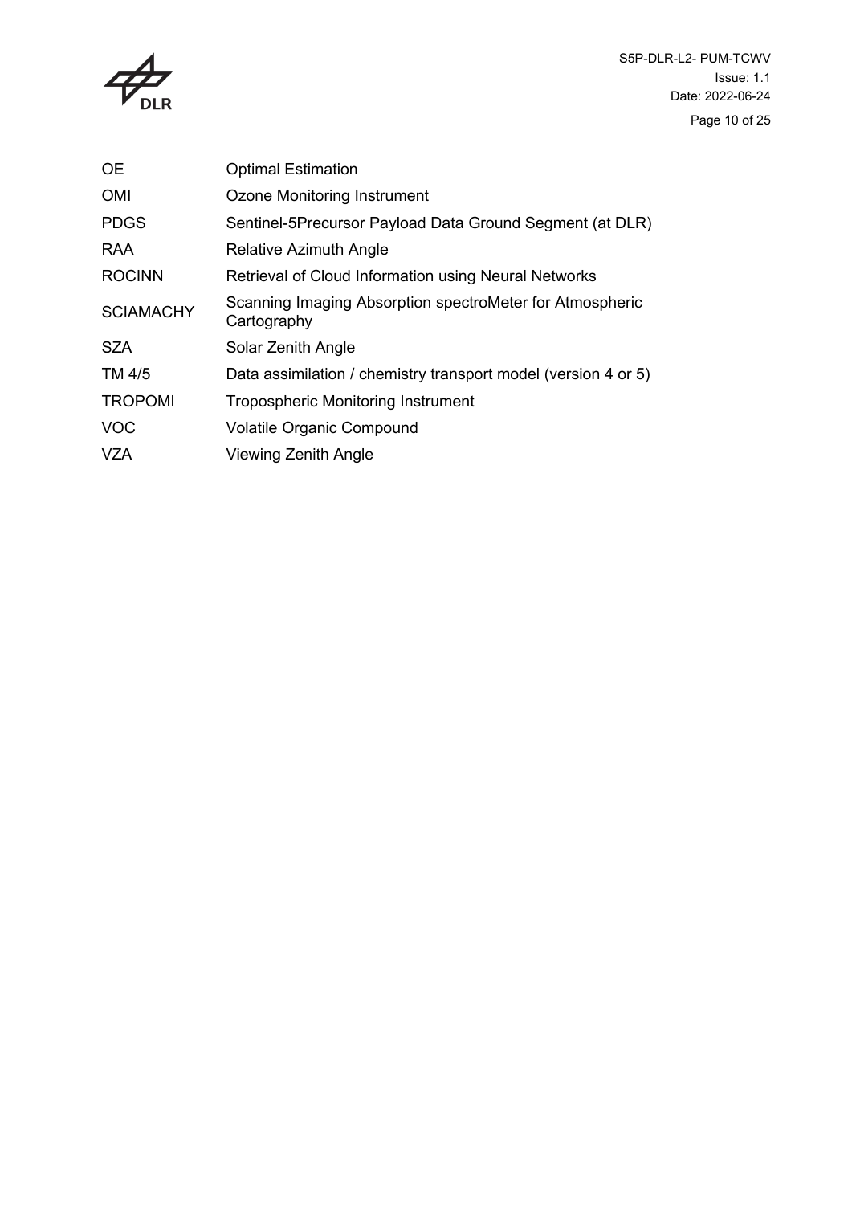| | |
|---|---|
| OE | Optimal Estimation |
| OMI | Ozone Monitoring Instrument |
| PDGS | Sentinel-5Precursor Payload Data Ground Segment (at DLR) |
| RAA | Relative Azimuth Angle |
| ROCINN | Retrieval of Cloud Information using Neural Networks |
| SCIAMACHY | Scanning Imaging Absorption spectroMeter for Atmospheric Cartography |
| SZA | Solar Zenith Angle |
| TM 4/5 | Data assimilation / chemistry transport model (version 4 or 5) |
| TROPOMI | Tropospheric Monitoring Instrument |
| VOC | Volatile Organic Compound |
| VZA | Viewing Zenith Angle |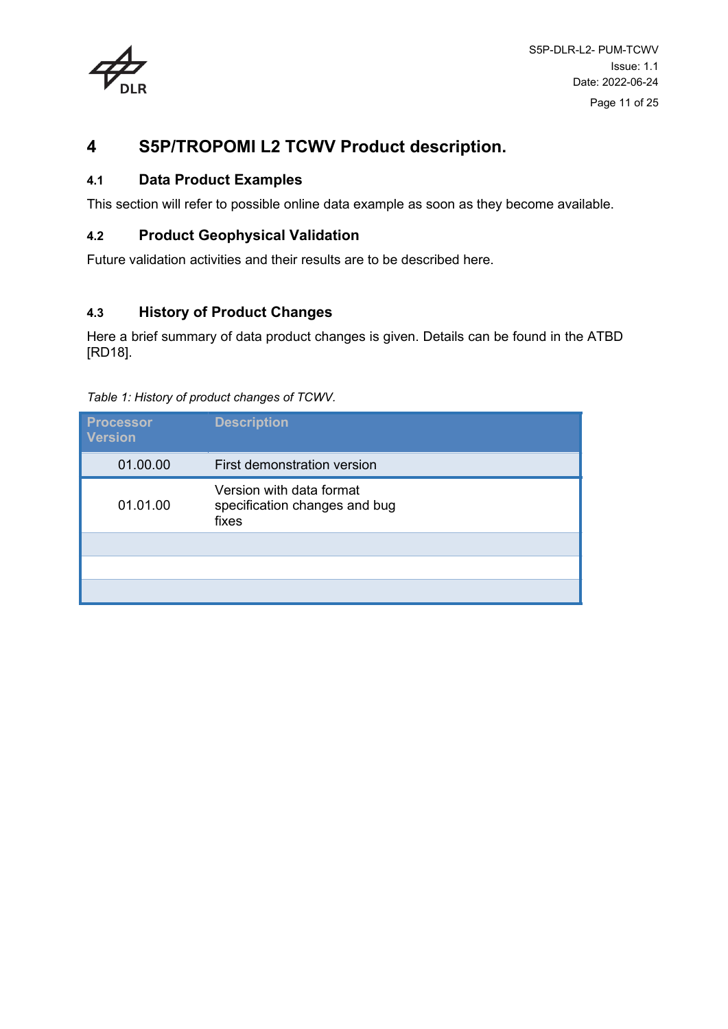# 4 S5P/TROPOMI L2 TCWV Product description.

## 4.1 Data Product Examples

This section will refer to possible online data example as soon as they become available.

## 4.2 Product Geophysical Validation

Future validation activities and their results are to be described here.

## 4.3 History of Product Changes

Here a brief summary of data product changes is given. Details can be found in the ATBD [RD18].

*Table 1: History of product changes of TCWV.*

| Processor Version | Description |
| --- | --- |
| 01.00.00 | First demonstration version |
| 01.01.00 | Version with data format specification changes and bug fixes |
| | |
| | |
| | |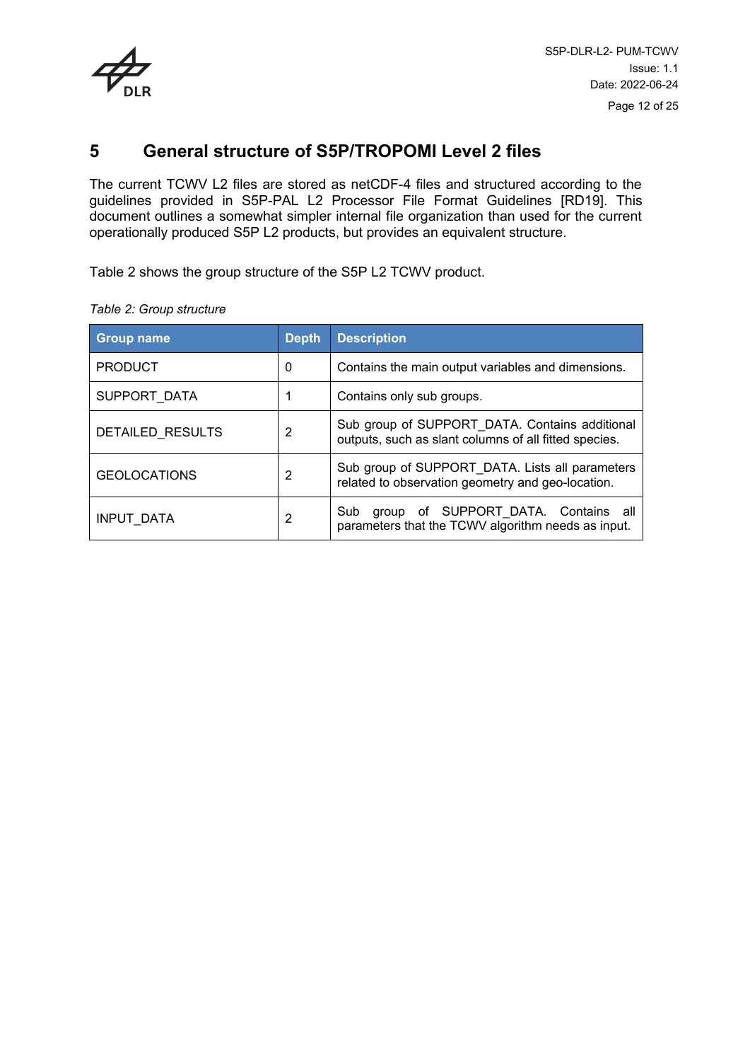# 5 General structure of S5P/TROPOMI Level 2 files

The current TCWV L2 files are stored as netCDF-4 files and structured according to the guidelines provided in S5P-PAL L2 Processor File Format Guidelines [RD19]. This document outlines a somewhat simpler internal file organization than used for the current operationally produced S5P L2 products, but provides an equivalent structure.

Table 2 shows the group structure of the S5P L2 TCWV product.

*Table 2: Group structure*

| Group name | Depth | Description |
|---|---|---|
| PRODUCT | 0 | Contains the main output variables and dimensions. |
| SUPPORT_DATA | 1 | Contains only sub groups. |
| DETAILED_RESULTS | 2 | Sub group of SUPPORT_DATA. Contains additional outputs, such as slant columns of all fitted species. |
| GEOLOCATIONS | 2 | Sub group of SUPPORT_DATA. Lists all parameters related to observation geometry and geo-location. |
| INPUT_DATA | 2 | Sub group of SUPPORT_DATA. Contains all parameters that the TCWV algorithm needs as input. |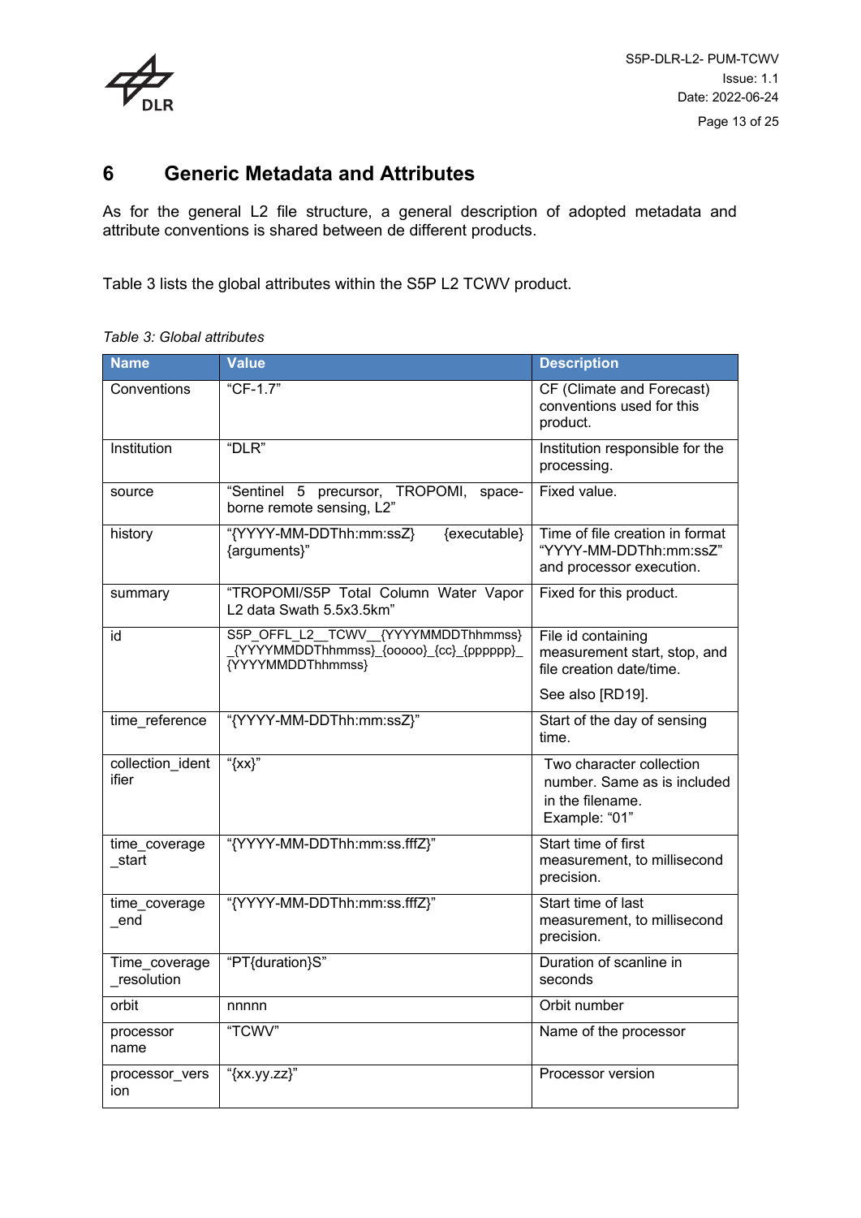# 6 Generic Metadata and Attributes

As for the general L2 file structure, a general description of adopted metadata and attribute conventions is shared between de different products.

Table 3 lists the global attributes within the S5P L2 TCWV product.

*Table 3: Global attributes*

| Name | Value | Description |
|---|---|---|
| Conventions | "CF-1.7" | CF (Climate and Forecast) conventions used for this product. |
| Institution | "DLR" | Institution responsible for the processing. |
| source | "Sentinel 5 precursor, TROPOMI, space-borne remote sensing, L2" | Fixed value. |
| history | "{YYYY-MM-DDThh:mm:ssZ} {executable} {arguments}" | Time of file creation in format "YYYY-MM-DDThh:mm:ssZ" and processor execution. |
| summary | "TROPOMI/S5P Total Column Water Vapor L2 data Swath 5.5x3.5km" | Fixed for this product. |
| id | S5P_OFFL_L2__TCWV__{YYYYMMDDThhmmss}_{YYYYMMDDThhmmss}_{ooooo}_{cc}_{pppppp}_{YYYYMMDDThhmmss} | File id containing measurement start, stop, and file creation date/time.<br><br>See also [RD19]. |
| time_reference | "{YYYY-MM-DDThh:mm:ssZ}" | Start of the day of sensing time. |
| collection_identifier | "{xx}" | Two character collection number. Same as is included in the filename. Example: "01" |
| time_coverage_start | "{YYYY-MM-DDThh:mm:ss.fffZ}" | Start time of first measurement, to millisecond precision. |
| time_coverage_end | "{YYYY-MM-DDThh:mm:ss.fffZ}" | Start time of last measurement, to millisecond precision. |
| Time_coverage_resolution | "PT{duration}S" | Duration of scanline in seconds |
| orbit | nnnnn | Orbit number |
| processor name | "TCWV" | Name of the processor |
| processor_version | "{xx.yy.zz}" | Processor version |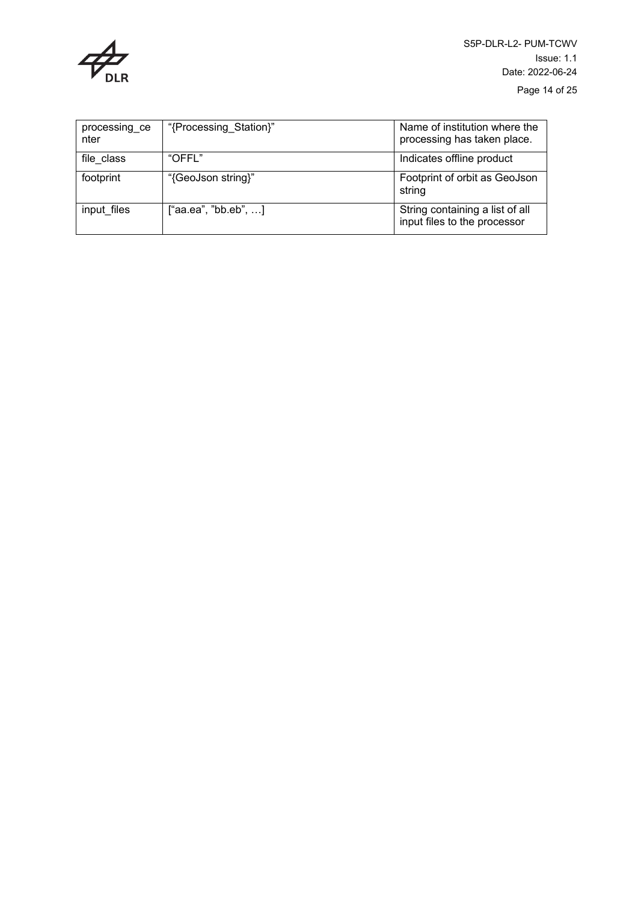| processing_center | "{Processing_Station}" | Name of institution where the processing has taken place. |
|---|---|---|
| file_class | "OFFL" | Indicates offline product |
| footprint | "{GeoJson string}" | Footprint of orbit as GeoJson string |
| input_files | ["aa.ea", "bb.eb", …] | String containing a list of all input files to the processor |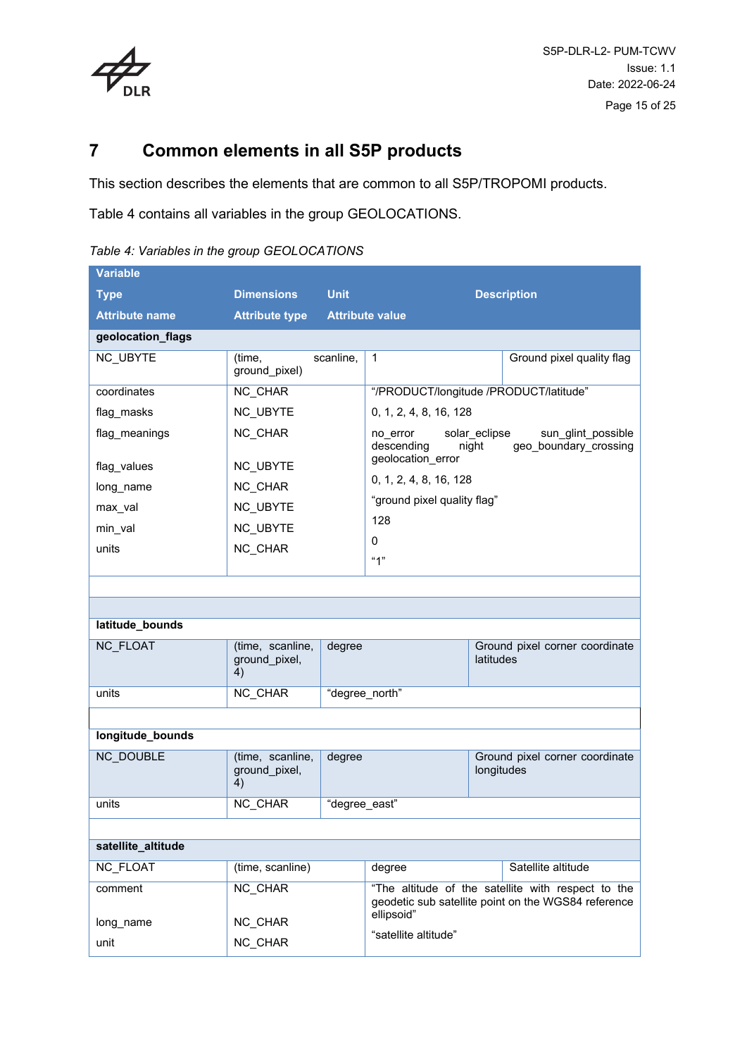# 7 Common elements in all S5P products

This section describes the elements that are common to all S5P/TROPOMI products.

Table 4 contains all variables in the group GEOLOCATIONS.

*Table 4: Variables in the group GEOLOCATIONS*

| Variable<br>Type<br>Attribute name | Dimensions<br>Attribute type | Unit<br>Attribute value | Description |
|---|---|---|---|
| **geolocation_flags** | | | |
| NC_UBYTE | (time, scanline, ground_pixel) | 1 | Ground pixel quality flag |
| coordinates | NC_CHAR | "/PRODUCT/longitude /PRODUCT/latitude" | |
| flag_masks | NC_UBYTE | 0, 1, 2, 4, 8, 16, 128 | |
| flag_meanings | NC_CHAR | no_error solar_eclipse sun_glint_possible descending night geo_boundary_crossing geolocation_error | |
| flag_values | NC_UBYTE | 0, 1, 2, 4, 8, 16, 128 | |
| long_name | NC_CHAR | "ground pixel quality flag" | |
| max_val | NC_UBYTE | 128 | |
| min_val | NC_UBYTE | 0 | |
| units | NC_CHAR | "1" | |
| | | | |
| | | | |
| **latitude_bounds** | | | |
| NC_FLOAT | (time, scanline, ground_pixel, 4) | degree | Ground pixel corner coordinate latitudes |
| units | NC_CHAR | "degree_north" | |
| | | | |
| **longitude_bounds** | | | |
| NC_DOUBLE | (time, scanline, ground_pixel, 4) | degree | Ground pixel corner coordinate longitudes |
| units | NC_CHAR | "degree_east" | |
| | | | |
| **satellite_altitude** | | | |
| NC_FLOAT | (time, scanline) | degree | Satellite altitude |
| comment | NC_CHAR | "The altitude of the satellite with respect to the geodetic sub satellite point on the WGS84 reference ellipsoid" | |
| long_name | NC_CHAR | "satellite altitude" | |
| unit | NC_CHAR | | |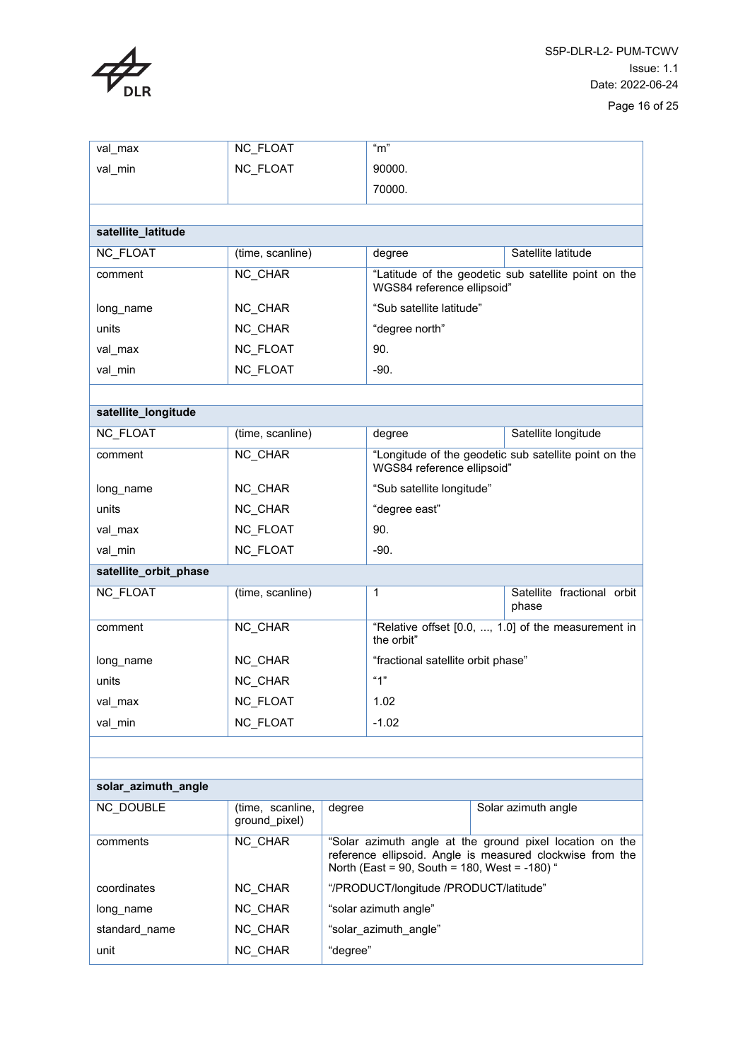| | | | |
|---|---|---|---|
| val_max | NC_FLOAT | "m" | |
| val_min | NC_FLOAT | 90000. | |
| | | 70000. | |
| | | | |
| **satellite_latitude** | | | |
| NC_FLOAT | (time, scanline) | degree | Satellite latitude |
| comment | NC_CHAR | "Latitude of the geodetic sub satellite point on the WGS84 reference ellipsoid" | |
| long_name | NC_CHAR | "Sub satellite latitude" | |
| units | NC_CHAR | "degree north" | |
| val_max | NC_FLOAT | 90. | |
| val_min | NC_FLOAT | -90. | |
| | | | |
| **satellite_longitude** | | | |
| NC_FLOAT | (time, scanline) | degree | Satellite longitude |
| comment | NC_CHAR | "Longitude of the geodetic sub satellite point on the WGS84 reference ellipsoid" | |
| long_name | NC_CHAR | "Sub satellite longitude" | |
| units | NC_CHAR | "degree east" | |
| val_max | NC_FLOAT | 90. | |
| val_min | NC_FLOAT | -90. | |
| **satellite_orbit_phase** | | | |
| NC_FLOAT | (time, scanline) | 1 | Satellite fractional orbit phase |
| comment | NC_CHAR | "Relative offset [0.0, ..., 1.0] of the measurement in the orbit" | |
| long_name | NC_CHAR | "fractional satellite orbit phase" | |
| units | NC_CHAR | "1" | |
| val_max | NC_FLOAT | 1.02 | |
| val_min | NC_FLOAT | -1.02 | |
| | | | |
| | | | |
| **solar_azimuth_angle** | | | |
| NC_DOUBLE | (time, scanline, ground_pixel) | degree | Solar azimuth angle |
| comments | NC_CHAR | "Solar azimuth angle at the ground pixel location on the reference ellipsoid. Angle is measured clockwise from the North (East = 90, South = 180, West = -180) " | |
| coordinates | NC_CHAR | "/PRODUCT/longitude /PRODUCT/latitude" | |
| long_name | NC_CHAR | "solar azimuth angle" | |
| standard_name | NC_CHAR | "solar_azimuth_angle" | |
| unit | NC_CHAR | "degree" | |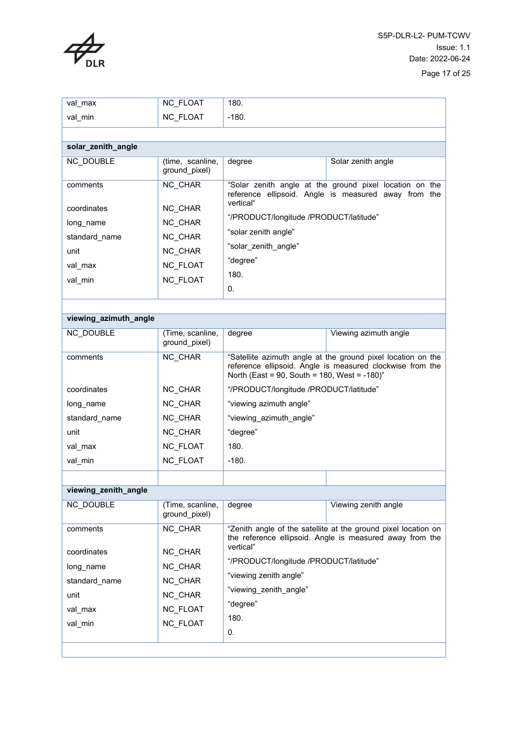| | | | |
|---|---|---|---|
| val_max | NC_FLOAT | 180. | |
| val_min | NC_FLOAT | -180. | |
| | | | |
| **solar_zenith_angle** | | | |
| NC_DOUBLE | (time, scanline, ground_pixel) | degree | Solar zenith angle |
| comments | NC_CHAR | "Solar zenith angle at the ground pixel location on the reference ellipsoid. Angle is measured away from the vertical" | |
| coordinates | NC_CHAR | "/PRODUCT/longitude /PRODUCT/latitude" | |
| long_name | NC_CHAR | "solar zenith angle" | |
| standard_name | NC_CHAR | "solar_zenith_angle" | |
| unit | NC_CHAR | "degree" | |
| val_max | NC_FLOAT | 180. | |
| val_min | NC_FLOAT | 0. | |
| | | | |
| **viewing_azimuth_angle** | | | |
| NC_DOUBLE | (Time, scanline, ground_pixel) | degree | Viewing azimuth angle |
| comments | NC_CHAR | "Satellite azimuth angle at the ground pixel location on the reference ellipsoid. Angle is measured clockwise from the North (East = 90, South = 180, West = -180)" | |
| coordinates | NC_CHAR | "/PRODUCT/longitude /PRODUCT/latitude" | |
| long_name | NC_CHAR | "viewing azimuth angle" | |
| standard_name | NC_CHAR | "viewing_azimuth_angle" | |
| unit | NC_CHAR | "degree" | |
| val_max | NC_FLOAT | 180. | |
| val_min | NC_FLOAT | -180. | |
| | | | |
| **viewing_zenith_angle** | | | |
| NC_DOUBLE | (Time, scanline, ground_pixel) | degree | Viewing zenith angle |
| comments | NC_CHAR | "Zenith angle of the satellite at the ground pixel location on the reference ellipsoid. Angle is measured away from the vertical" | |
| coordinates | NC_CHAR | "/PRODUCT/longitude /PRODUCT/latitude" | |
| long_name | NC_CHAR | "viewing zenith angle" | |
| standard_name | NC_CHAR | "viewing_zenith_angle" | |
| unit | NC_CHAR | "degree" | |
| val_max | NC_FLOAT | 180. | |
| val_min | NC_FLOAT | 0. | |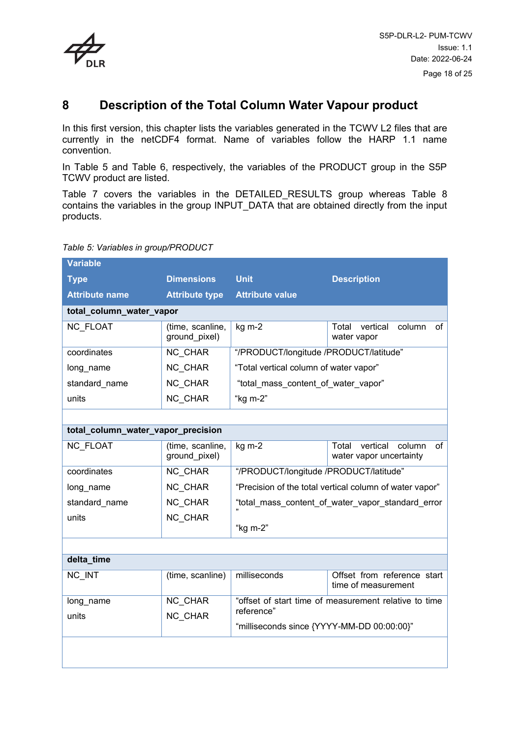# 8 Description of the Total Column Water Vapour product

In this first version, this chapter lists the variables generated in the TCWV L2 files that are currently in the netCDF4 format. Name of variables follow the HARP 1.1 name convention.

In Table 5 and Table 6, respectively, the variables of the PRODUCT group in the S5P TCWV product are listed.

Table 7 covers the variables in the DETAILED_RESULTS group whereas Table 8 contains the variables in the group INPUT_DATA that are obtained directly from the input products.

*Table 5: Variables in group/PRODUCT*

| Variable<br>Type<br>Attribute name | Dimensions<br>Attribute type | Unit<br>Attribute value | Description |
|---|---|---|---|
| **total_column_water_vapor** | | | |
| NC_FLOAT | (time, scanline, ground_pixel) | kg m-2 | Total vertical column of water vapor |
| coordinates | NC_CHAR | "/PRODUCT/longitude /PRODUCT/latitude" | |
| long_name | NC_CHAR | "Total vertical column of water vapor" | |
| standard_name | NC_CHAR | "total_mass_content_of_water_vapor" | |
| units | NC_CHAR | "kg m-2" | |
| | | | |
| **total_column_water_vapor_precision** | | | |
| NC_FLOAT | (time, scanline, ground_pixel) | kg m-2 | Total vertical column of water vapor uncertainty |
| coordinates | NC_CHAR | "/PRODUCT/longitude /PRODUCT/latitude" | |
| long_name | NC_CHAR | "Precision of the total vertical column of water vapor" | |
| standard_name | NC_CHAR | "total_mass_content_of_water_vapor_standard_error" | |
| units | NC_CHAR | "kg m-2" | |
| | | | |
| **delta_time** | | | |
| NC_INT | (time, scanline) | milliseconds | Offset from reference start time of measurement |
| long_name | NC_CHAR | "offset of start time of measurement relative to time reference" | |
| units | NC_CHAR | "milliseconds since {YYYY-MM-DD 00:00:00}" | |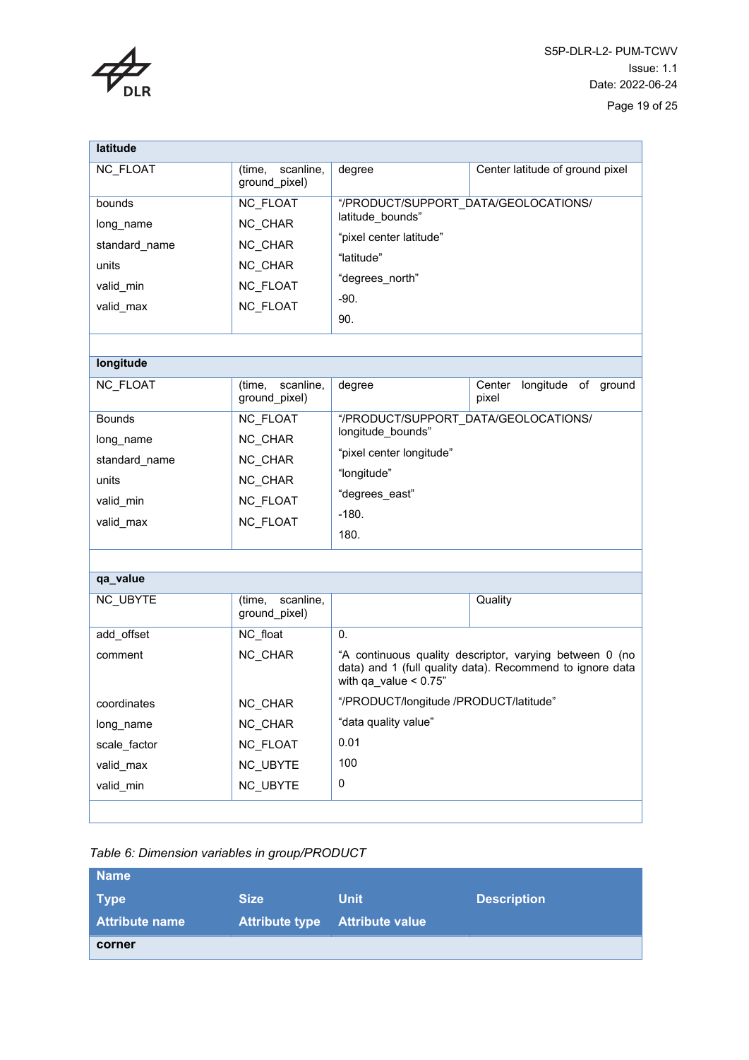| latitude | | | |
|---|---|---|---|
| NC_FLOAT | (time, scanline, ground_pixel) | degree | Center latitude of ground pixel |
| bounds | NC_FLOAT | "/PRODUCT/SUPPORT_DATA/GEOLOCATIONS/ latitude_bounds" | |
| long_name | NC_CHAR | "pixel center latitude" | |
| standard_name | NC_CHAR | "latitude" | |
| units | NC_CHAR | "degrees_north" | |
| valid_min | NC_FLOAT | -90. | |
| valid_max | NC_FLOAT | 90. | |
| | | | |
| **longitude** | | | |
| NC_FLOAT | (time, scanline, ground_pixel) | degree | Center longitude of ground pixel |
| Bounds | NC_FLOAT | "/PRODUCT/SUPPORT_DATA/GEOLOCATIONS/ longitude_bounds" | |
| long_name | NC_CHAR | "pixel center longitude" | |
| standard_name | NC_CHAR | "longitude" | |
| units | NC_CHAR | "degrees_east" | |
| valid_min | NC_FLOAT | -180. | |
| valid_max | NC_FLOAT | 180. | |
| | | | |
| **qa_value** | | | |
| NC_UBYTE | (time, scanline, ground_pixel) | | Quality |
| add_offset | NC_float | 0. | |
| comment | NC_CHAR | "A continuous quality descriptor, varying between 0 (no data) and 1 (full quality data). Recommend to ignore data with qa_value < 0.75" | |
| coordinates | NC_CHAR | "/PRODUCT/longitude /PRODUCT/latitude" | |
| long_name | NC_CHAR | "data quality value" | |
| scale_factor | NC_FLOAT | 0.01 | |
| valid_max | NC_UBYTE | 100 | |
| valid_min | NC_UBYTE | 0 | |
| | | | |

*Table 6: Dimension variables in group/PRODUCT*

| Name<br>Type<br>Attribute name | Size<br>Attribute type | Unit<br>Attribute value | Description |
|---|---|---|---|
| **corner** | | | |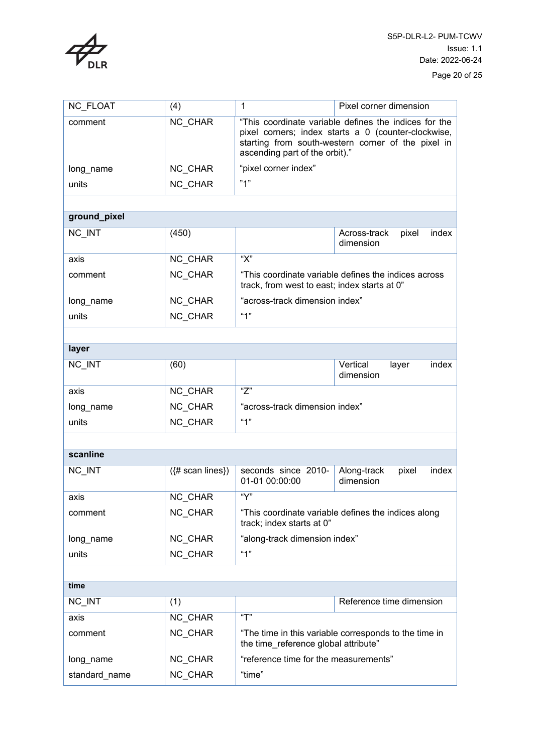| | | | |
|---|---|---|---|
| NC_FLOAT | (4) | 1 | Pixel corner dimension |
| comment | NC_CHAR | "This coordinate variable defines the indices for the pixel corners; index starts a 0 (counter-clockwise, starting from south-western corner of the pixel in ascending part of the orbit)." | |
| long_name | NC_CHAR | "pixel corner index" | |
| units | NC_CHAR | "1" | |
| | | | |
| **ground_pixel** | | | |
| NC_INT | (450) | | Across-track pixel index dimension |
| axis | NC_CHAR | "X" | |
| comment | NC_CHAR | "This coordinate variable defines the indices across track, from west to east; index starts at 0" | |
| long_name | NC_CHAR | "across-track dimension index" | |
| units | NC_CHAR | "1" | |
| | | | |
| **layer** | | | |
| NC_INT | (60) | | Vertical layer index dimension |
| axis | NC_CHAR | "Z" | |
| long_name | NC_CHAR | "across-track dimension index" | |
| units | NC_CHAR | "1" | |
| | | | |
| **scanline** | | | |
| NC_INT | ({# scan lines}) | seconds since 2010-01-01 00:00:00 | Along-track pixel index dimension |
| axis | NC_CHAR | "Y" | |
| comment | NC_CHAR | "This coordinate variable defines the indices along track; index starts at 0" | |
| long_name | NC_CHAR | "along-track dimension index" | |
| units | NC_CHAR | "1" | |
| | | | |
| **time** | | | |
| NC_INT | (1) | | Reference time dimension |
| axis | NC_CHAR | "T" | |
| comment | NC_CHAR | "The time in this variable corresponds to the time in the time_reference global attribute" | |
| long_name | NC_CHAR | "reference time for the measurements" | |
| standard_name | NC_CHAR | "time" | |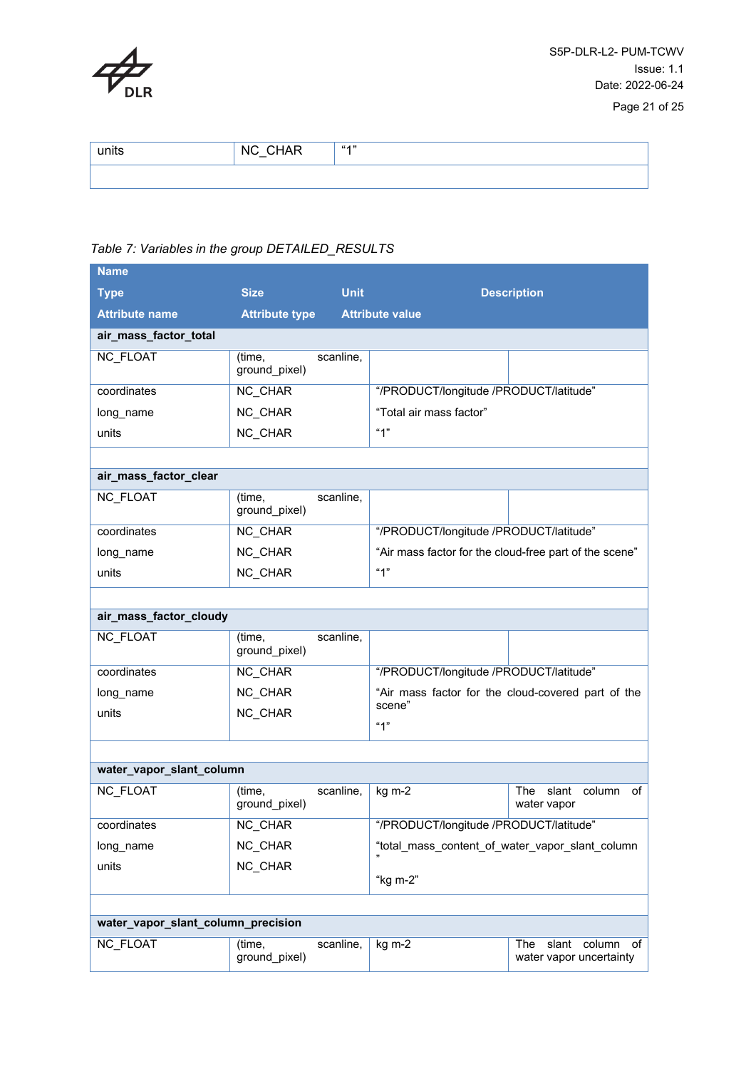| units | NC_CHAR | "1" | |
|---|---|---|---|
| | | | |

*Table 7: Variables in the group DETAILED_RESULTS*

| Name | | | |
|---|---|---|---|
| **Type** | **Size** | **Unit** | **Description** |
| **Attribute name** | **Attribute type** | **Attribute value** | |
| **air_mass_factor_total** | | | |
| NC_FLOAT | (time, scanline, ground_pixel) | | |
| coordinates | NC_CHAR | "/PRODUCT/longitude /PRODUCT/latitude" | |
| long_name | NC_CHAR | "Total air mass factor" | |
| units | NC_CHAR | "1" | |
| | | | |
| **air_mass_factor_clear** | | | |
| NC_FLOAT | (time, scanline, ground_pixel) | | |
| coordinates | NC_CHAR | "/PRODUCT/longitude /PRODUCT/latitude" | |
| long_name | NC_CHAR | "Air mass factor for the cloud-free part of the scene" | |
| units | NC_CHAR | "1" | |
| | | | |
| **air_mass_factor_cloudy** | | | |
| NC_FLOAT | (time, scanline, ground_pixel) | | |
| coordinates | NC_CHAR | "/PRODUCT/longitude /PRODUCT/latitude" | |
| long_name | NC_CHAR | "Air mass factor for the cloud-covered part of the scene" | |
| units | NC_CHAR | "1" | |
| | | | |
| **water_vapor_slant_column** | | | |
| NC_FLOAT | (time, scanline, ground_pixel) | kg m-2 | The slant column of water vapor |
| coordinates | NC_CHAR | "/PRODUCT/longitude /PRODUCT/latitude" | |
| long_name | NC_CHAR | "total_mass_content_of_water_vapor_slant_column" | |
| units | NC_CHAR | "kg m-2" | |
| | | | |
| **water_vapor_slant_column_precision** | | | |
| NC_FLOAT | (time, scanline, ground_pixel) | kg m-2 | The slant column of water vapor uncertainty |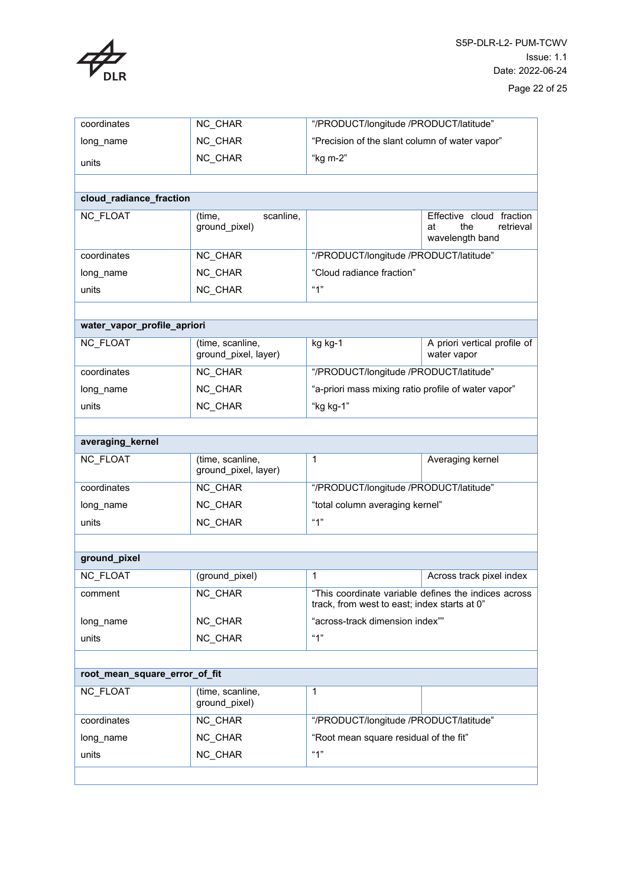| | | | |
|---|---|---|---|
| coordinates | NC_CHAR | "/PRODUCT/longitude /PRODUCT/latitude" | |
| long_name | NC_CHAR | "Precision of the slant column of water vapor" | |
| units | NC_CHAR | "kg m-2" | |
| | | | |
| **cloud_radiance_fraction** | | | |
| NC_FLOAT | (time, scanline, ground_pixel) | | Effective cloud fraction at the retrieval wavelength band |
| coordinates | NC_CHAR | "/PRODUCT/longitude /PRODUCT/latitude" | |
| long_name | NC_CHAR | "Cloud radiance fraction" | |
| units | NC_CHAR | "1" | |
| | | | |
| **water_vapor_profile_apriori** | | | |
| NC_FLOAT | (time, scanline, ground_pixel, layer) | kg kg-1 | A priori vertical profile of water vapor |
| coordinates | NC_CHAR | "/PRODUCT/longitude /PRODUCT/latitude" | |
| long_name | NC_CHAR | "a-priori mass mixing ratio profile of water vapor" | |
| units | NC_CHAR | "kg kg-1" | |
| | | | |
| **averaging_kernel** | | | |
| NC_FLOAT | (time, scanline, ground_pixel, layer) | 1 | Averaging kernel |
| coordinates | NC_CHAR | "/PRODUCT/longitude /PRODUCT/latitude" | |
| long_name | NC_CHAR | "total column averaging kernel" | |
| units | NC_CHAR | "1" | |
| | | | |
| **ground_pixel** | | | |
| NC_FLOAT | (ground_pixel) | 1 | Across track pixel index |
| comment | NC_CHAR | "This coordinate variable defines the indices across track, from west to east; index starts at 0" | |
| long_name | NC_CHAR | "across-track dimension index"" | |
| units | NC_CHAR | "1" | |
| | | | |
| **root_mean_square_error_of_fit** | | | |
| NC_FLOAT | (time, scanline, ground_pixel) | 1 | |
| coordinates | NC_CHAR | "/PRODUCT/longitude /PRODUCT/latitude" | |
| long_name | NC_CHAR | "Root mean square residual of the fit" | |
| units | NC_CHAR | "1" | |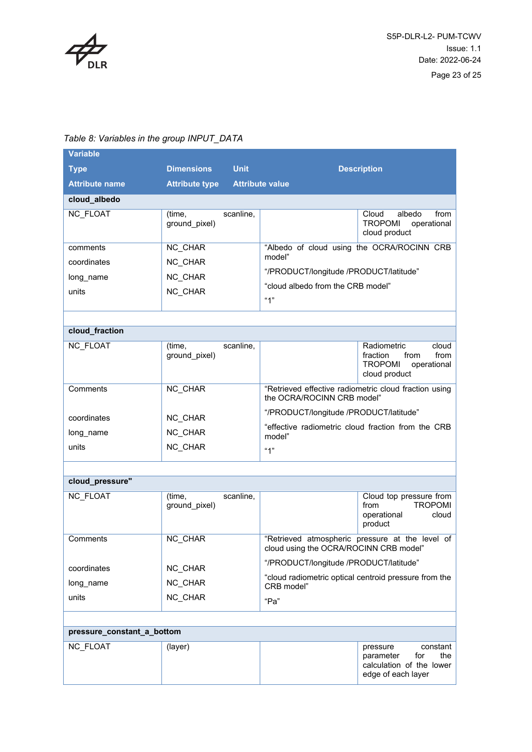*Table 8: Variables in the group INPUT_DATA*

| Variable | | | |
|---|---|---|---|
| **Type** | **Dimensions** | **Unit** | **Description** |
| **Attribute name** | **Attribute type** | **Attribute value** | |
| **cloud_albedo** | | | |
| NC_FLOAT | (time, scanline, ground_pixel) | | Cloud albedo from TROPOMI operational cloud product |
| comments | NC_CHAR | "Albedo of cloud using the OCRA/ROCINN CRB model" | |
| coordinates | NC_CHAR | "/PRODUCT/longitude /PRODUCT/latitude" | |
| long_name | NC_CHAR | "cloud albedo from the CRB model" | |
| units | NC_CHAR | "1" | |
| | | | |
| **cloud_fraction** | | | |
| NC_FLOAT | (time, scanline, ground_pixel) | | Radiometric cloud fraction from from TROPOMI operational cloud product |
| Comments | NC_CHAR | "Retrieved effective radiometric cloud fraction using the OCRA/ROCINN CRB model" | |
| coordinates | NC_CHAR | "/PRODUCT/longitude /PRODUCT/latitude" | |
| long_name | NC_CHAR | "effective radiometric cloud fraction from the CRB model" | |
| units | NC_CHAR | "1" | |
| | | | |
| **cloud_pressure"** | | | |
| NC_FLOAT | (time, scanline, ground_pixel) | | Cloud top pressure from from TROPOMI operational cloud product |
| Comments | NC_CHAR | "Retrieved atmospheric pressure at the level of cloud using the OCRA/ROCINN CRB model" | |
| coordinates | NC_CHAR | "/PRODUCT/longitude /PRODUCT/latitude" | |
| long_name | NC_CHAR | "cloud radiometric optical centroid pressure from the CRB model" | |
| units | NC_CHAR | "Pa" | |
| | | | |
| **pressure_constant_a_bottom** | | | |
| NC_FLOAT | (layer) | | pressure constant parameter for the calculation of the lower edge of each layer |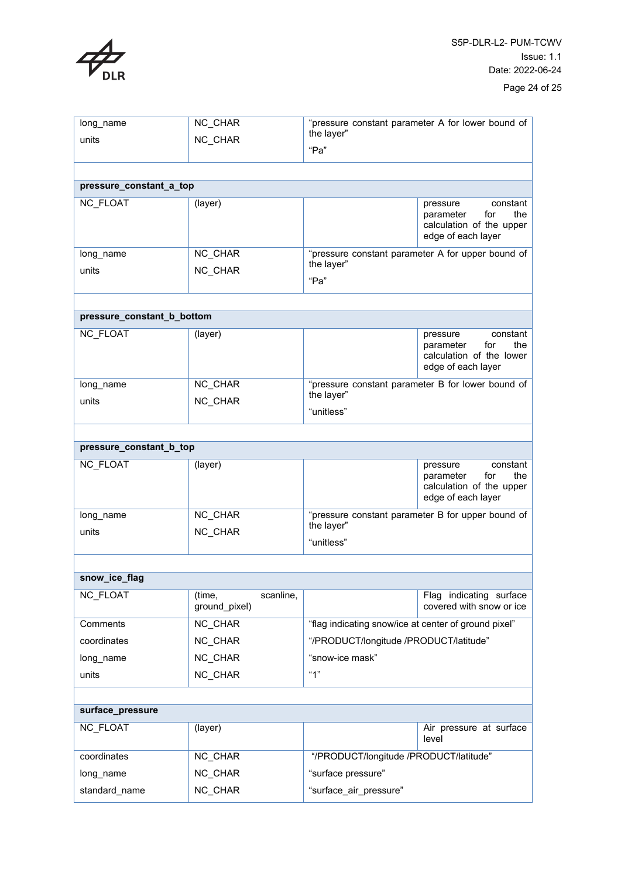| | | | |
|---|---|---|---|
| long_name | NC_CHAR | "pressure constant parameter A for lower bound of the layer" | |
| units | NC_CHAR | "Pa" | |
| | | | |
| **pressure_constant_a_top** | | | |
| NC_FLOAT | (layer) | | pressure constant parameter for the calculation of the upper edge of each layer |
| long_name | NC_CHAR | "pressure constant parameter A for upper bound of the layer" | |
| units | NC_CHAR | "Pa" | |
| | | | |
| **pressure_constant_b_bottom** | | | |
| NC_FLOAT | (layer) | | pressure constant parameter for the calculation of the lower edge of each layer |
| long_name | NC_CHAR | "pressure constant parameter B for lower bound of the layer" | |
| units | NC_CHAR | "unitless" | |
| | | | |
| **pressure_constant_b_top** | | | |
| NC_FLOAT | (layer) | | pressure constant parameter for the calculation of the upper edge of each layer |
| long_name | NC_CHAR | "pressure constant parameter B for upper bound of the layer" | |
| units | NC_CHAR | "unitless" | |
| | | | |
| **snow_ice_flag** | | | |
| NC_FLOAT | (time, scanline, ground_pixel) | | Flag indicating surface covered with snow or ice |
| Comments | NC_CHAR | "flag indicating snow/ice at center of ground pixel" | |
| coordinates | NC_CHAR | "/PRODUCT/longitude /PRODUCT/latitude" | |
| long_name | NC_CHAR | "snow-ice mask" | |
| units | NC_CHAR | "1" | |
| | | | |
| **surface_pressure** | | | |
| NC_FLOAT | (layer) | | Air pressure at surface level |
| coordinates | NC_CHAR | "/PRODUCT/longitude /PRODUCT/latitude" | |
| long_name | NC_CHAR | "surface pressure" | |
| standard_name | NC_CHAR | "surface_air_pressure" | |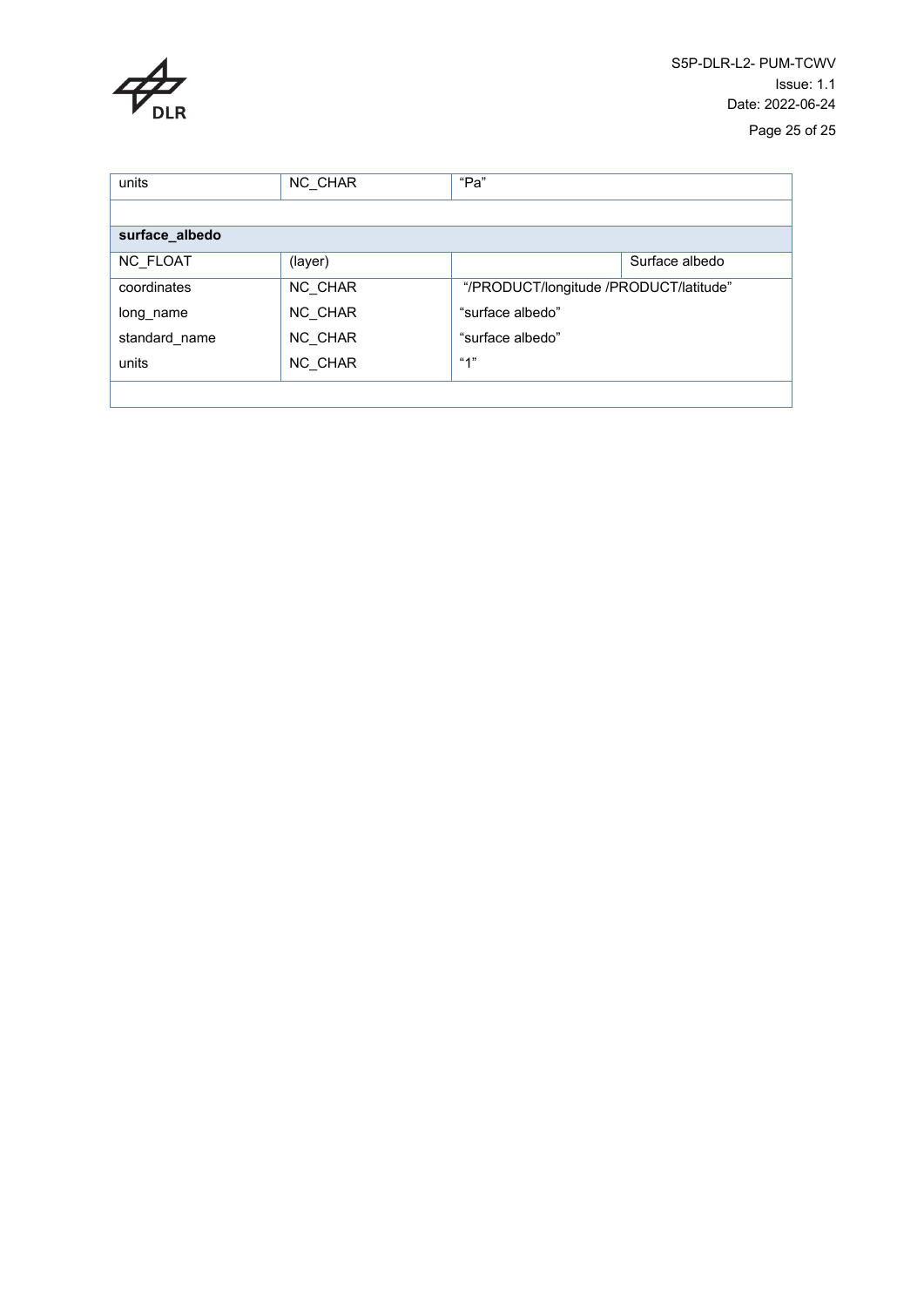| | | | |
|---|---|---|---|
| units | NC_CHAR | "Pa" | |
| | | | |
| **surface_albedo** | | | |
| NC_FLOAT | (layer) | | Surface albedo |
| coordinates | NC_CHAR | "/PRODUCT/longitude /PRODUCT/latitude" | |
| long_name | NC_CHAR | "surface albedo" | |
| standard_name | NC_CHAR | "surface albedo" | |
| units | NC_CHAR | "1" | |
| | | | |